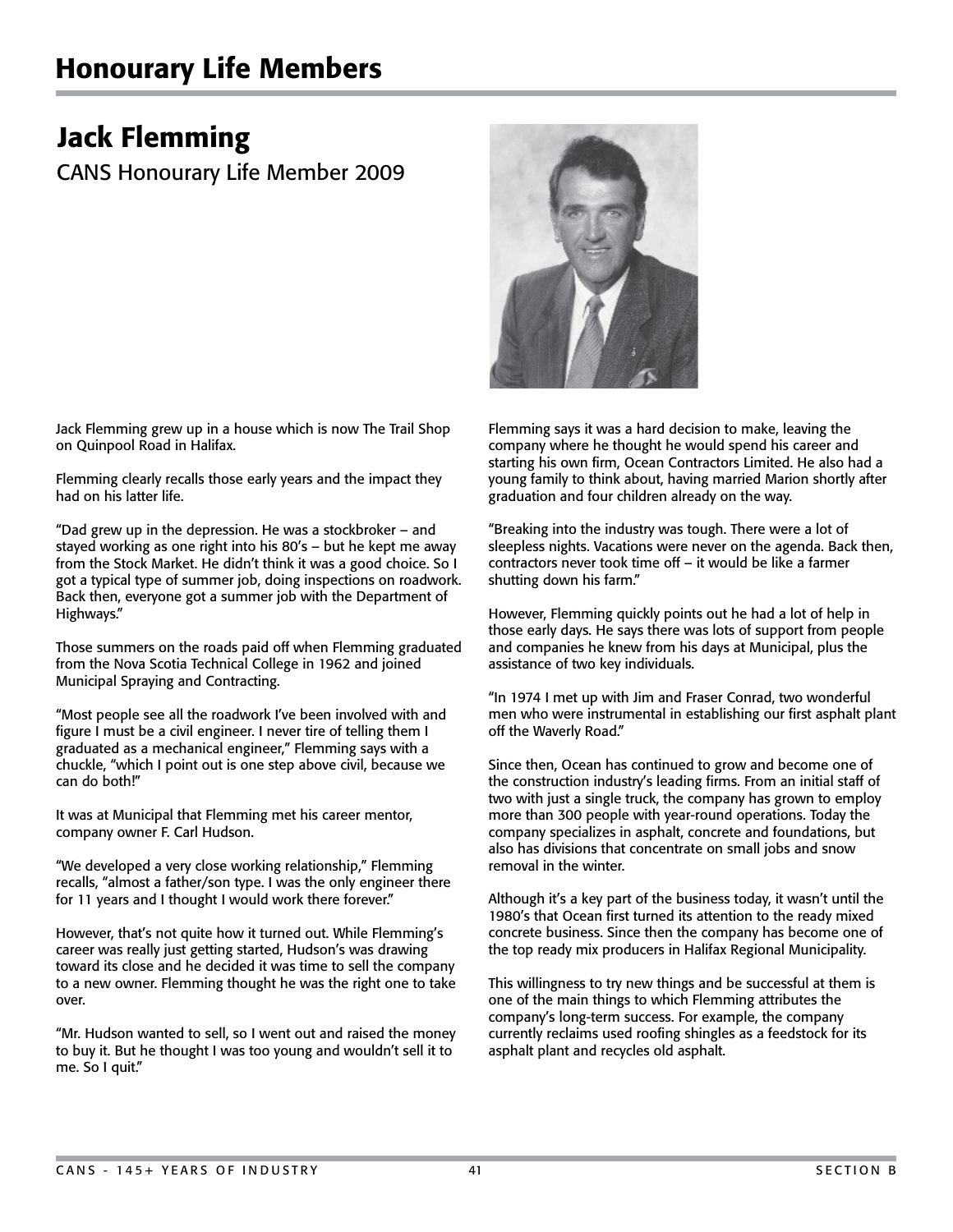# Honourary Life Members

## Jack Flemming

CANS Honourary Life Member 2009

Jack Flemming grew up in a house which is now The Trail Shop on Quinpool Road in Halifax.

Flemming clearly recalls those early years and the impact they had on his latter life.

"Dad grew up in the depression. He was a stockbroker – and stayed working as one right into his 80's – but he kept me away from the Stock Market. He didn't think it was a good choice. So I got a typical type of summer job, doing inspections on roadwork. Back then, everyone got a summer job with the Department of Highways."

Those summers on the roads paid off when Flemming graduated from the Nova Scotia Technical College in 1962 and joined Municipal Spraying and Contracting.

"Most people see all the roadwork I've been involved with and figure I must be a civil engineer. I never tire of telling them I graduated as a mechanical engineer," Flemming says with a chuckle, "which I point out is one step above civil, because we can do both!"

It was at Municipal that Flemming met his career mentor, company owner F. Carl Hudson.

"We developed a very close working relationship," Flemming recalls, "almost a father/son type. I was the only engineer there for 11 years and I thought I would work there forever."

However, that's not quite how it turned out. While Flemming's career was really just getting started, Hudson's was drawing toward its close and he decided it was time to sell the company to a new owner. Flemming thought he was the right one to take over.

"Mr. Hudson wanted to sell, so I went out and raised the money to buy it. But he thought I was too young and wouldn't sell it to me. So I quit."

Flemming says it was a hard decision to make, leaving the company where he thought he would spend his career and starting his own firm, Ocean Contractors Limited. He also had a young family to think about, having married Marion shortly after graduation and four children already on the way.

"Breaking into the industry was tough. There were a lot of sleepless nights. Vacations were never on the agenda. Back then, contractors never took time off – it would be like a farmer shutting down his farm."

However, Flemming quickly points out he had a lot of help in those early days. He says there was lots of support from people and companies he knew from his days at Municipal, plus the assistance of two key individuals.

"In 1974 I met up with Jim and Fraser Conrad, two wonderful men who were instrumental in establishing our first asphalt plant off the Waverly Road."

Since then, Ocean has continued to grow and become one of the construction industry's leading firms. From an initial staff of two with just a single truck, the company has grown to employ more than 300 people with year-round operations. Today the company specializes in asphalt, concrete and foundations, but also has divisions that concentrate on small jobs and snow removal in the winter.

Although it's a key part of the business today, it wasn't until the 1980's that Ocean first turned its attention to the ready mixed concrete business. Since then the company has become one of the top ready mix producers in Halifax Regional Municipality.

This willingness to try new things and be successful at them is one of the main things to which Flemming attributes the company's long-term success. For example, the company currently reclaims used roofing shingles as a feedstock for its asphalt plant and recycles old asphalt.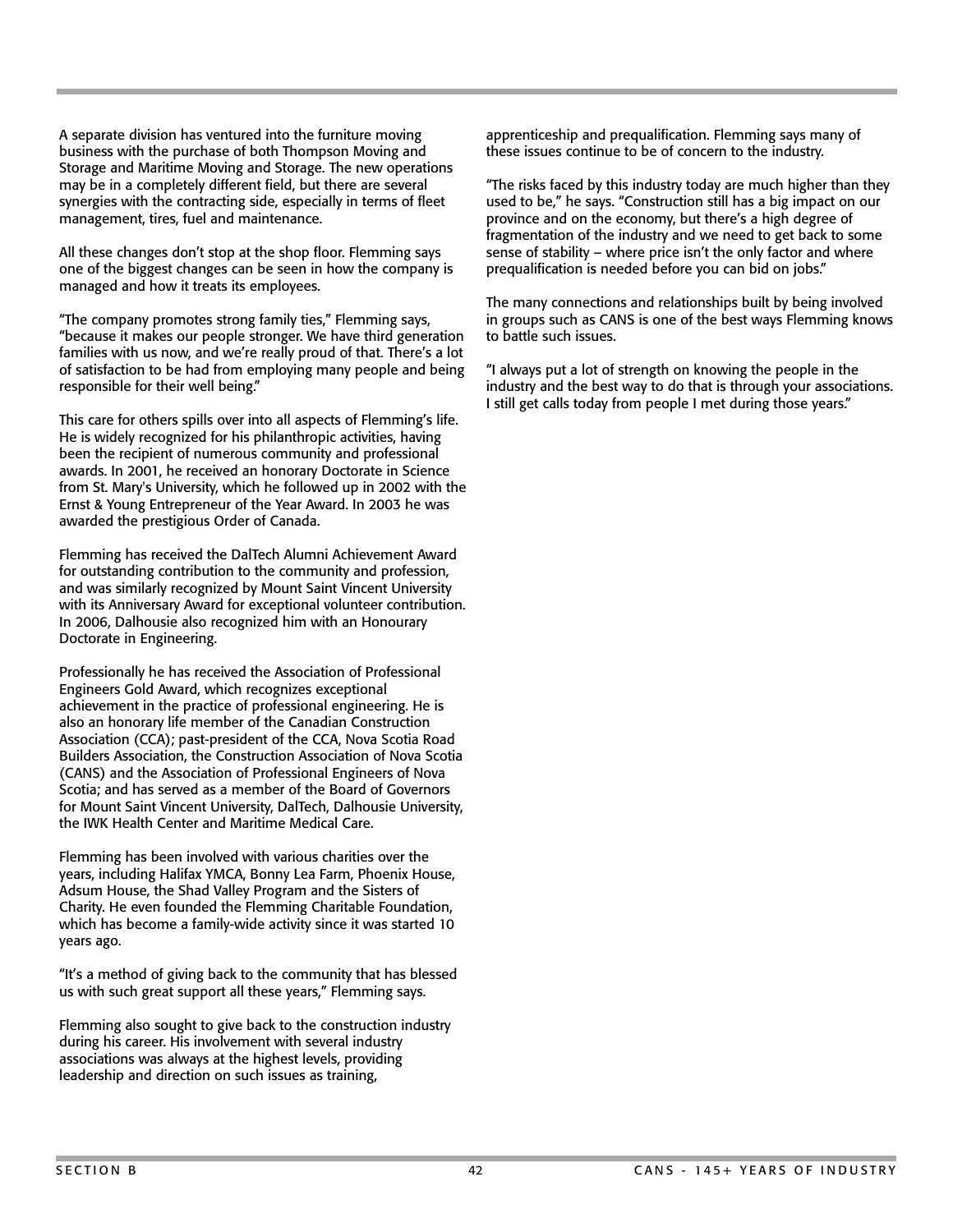A separate division has ventured into the furniture moving business with the purchase of both Thompson Moving and Storage and Maritime Moving and Storage. The new operations may be in a completely different field, but there are several synergies with the contracting side, especially in terms of fleet management, tires, fuel and maintenance.

All these changes don't stop at the shop floor. Flemming says one of the biggest changes can be seen in how the company is managed and how it treats its employees.

"The company promotes strong family ties," Flemming says, "because it makes our people stronger. We have third generation families with us now, and we're really proud of that. There's a lot of satisfaction to be had from employing many people and being responsible for their well being."

This care for others spills over into all aspects of Flemming's life. He is widely recognized for his philanthropic activities, having been the recipient of numerous community and professional awards. In 2001, he received an honorary Doctorate in Science from St. Mary's University, which he followed up in 2002 with the Ernst & Young Entrepreneur of the Year Award. In 2003 he was awarded the prestigious Order of Canada.

Flemming has received the DalTech Alumni Achievement Award for outstanding contribution to the community and profession, and was similarly recognized by Mount Saint Vincent University with its Anniversary Award for exceptional volunteer contribution. In 2006, Dalhousie also recognized him with an Honourary Doctorate in Engineering.

Professionally he has received the Association of Professional Engineers Gold Award, which recognizes exceptional achievement in the practice of professional engineering. He is also an honorary life member of the Canadian Construction Association (CCA); past-president of the CCA, Nova Scotia Road Builders Association, the Construction Association of Nova Scotia (CANS) and the Association of Professional Engineers of Nova Scotia; and has served as a member of the Board of Governors for Mount Saint Vincent University, DalTech, Dalhousie University, the IWK Health Center and Maritime Medical Care.

Flemming has been involved with various charities over the years, including Halifax YMCA, Bonny Lea Farm, Phoenix House, Adsum House, the Shad Valley Program and the Sisters of Charity. He even founded the Flemming Charitable Foundation, which has become a family-wide activity since it was started 10 years ago.

"It's a method of giving back to the community that has blessed us with such great support all these years," Flemming says.

Flemming also sought to give back to the construction industry during his career. His involvement with several industry associations was always at the highest levels, providing leadership and direction on such issues as training, apprenticeship and prequalification. Flemming says many of these issues continue to be of concern to the industry.

"The risks faced by this industry today are much higher than they used to be," he says. "Construction still has a big impact on our province and on the economy, but there's a high degree of fragmentation of the industry and we need to get back to some sense of stability – where price isn't the only factor and where prequalification is needed before you can bid on jobs."

The many connections and relationships built by being involved in groups such as CANS is one of the best ways Flemming knows to battle such issues.

"I always put a lot of strength on knowing the people in the industry and the best way to do that is through your associations. I still get calls today from people I met during those years."